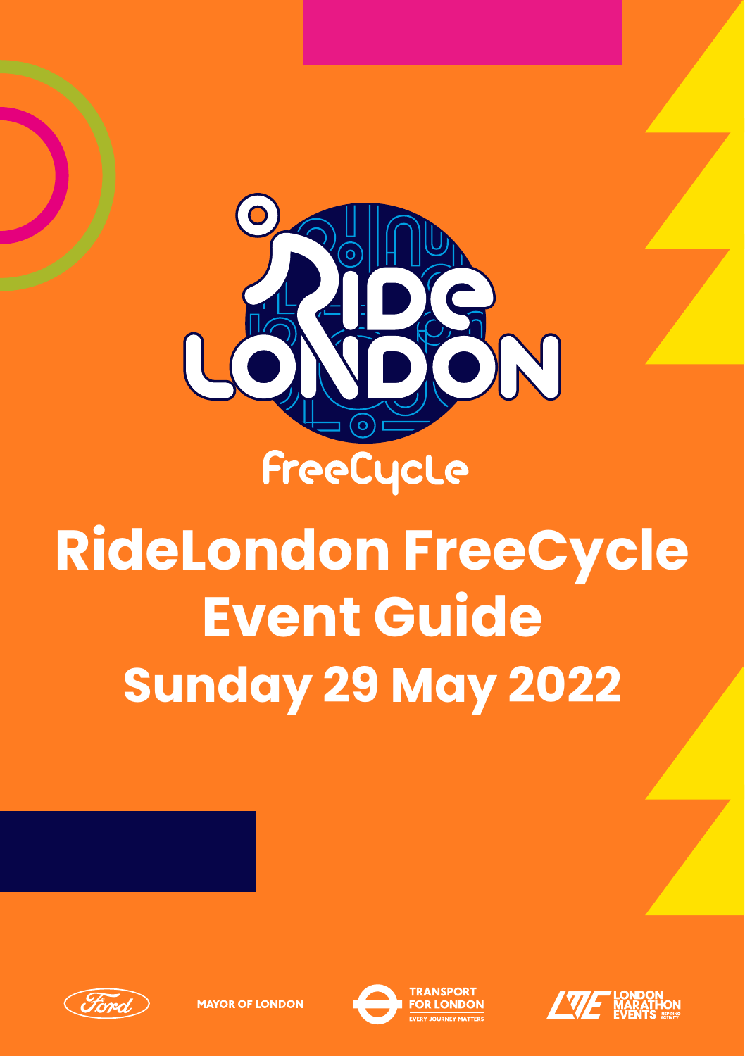RideLondon

FreeCycle

# RideLondon FreeCycle Event Guide

## Sunday 29 May 2022

Ford

MAYOR OF LONDON

TRANSPORT FOR LONDON
EVERY JOURNEY MATTERS

LONDON MARATHON EVENTS
INSPIRING ACTIVITY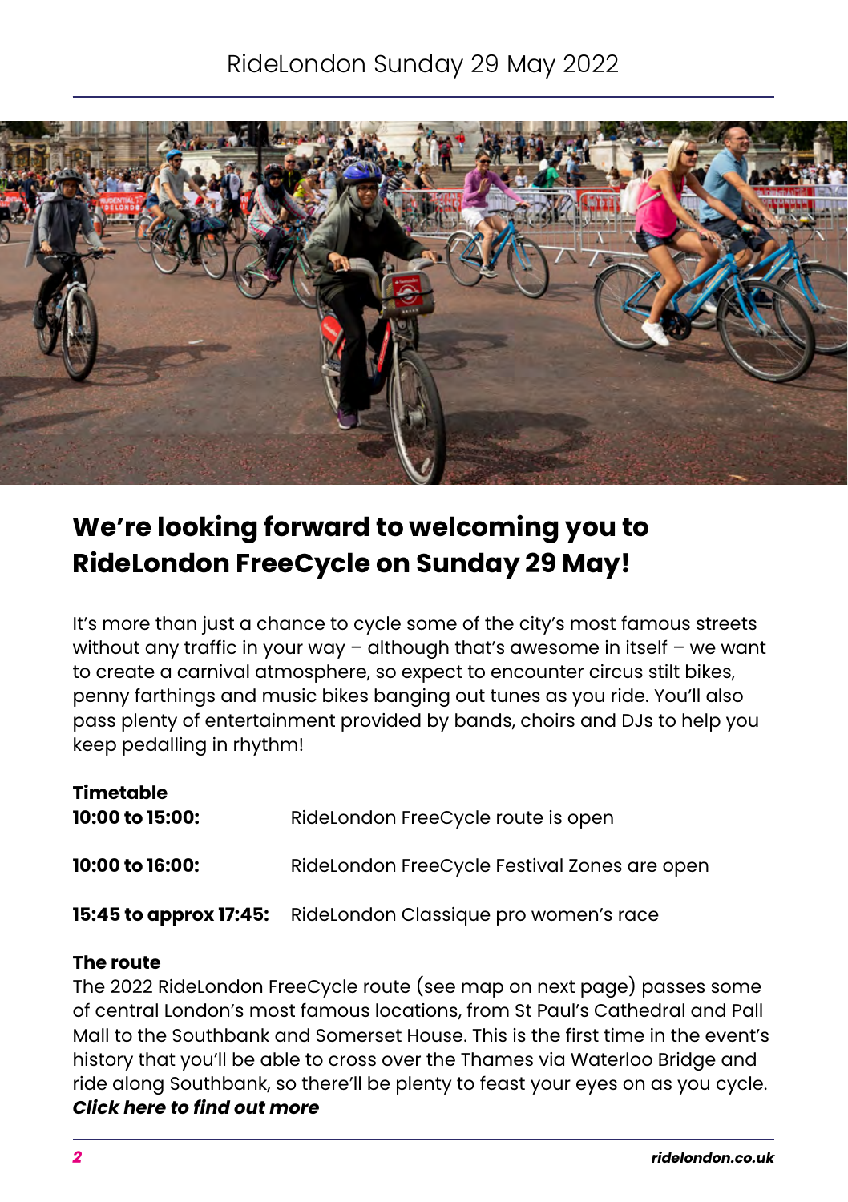# RideLondon Sunday 29 May 2022

## We're looking forward to welcoming you to RideLondon FreeCycle on Sunday 29 May!

It's more than just a chance to cycle some of the city's most famous streets without any traffic in your way – although that's awesome in itself – we want to create a carnival atmosphere, so expect to encounter circus stilt bikes, penny farthings and music bikes banging out tunes as you ride. You'll also pass plenty of entertainment provided by bands, choirs and DJs to help you keep pedalling in rhythm!

**Timetable**

| | |
|---|---|
| **10:00 to 15:00:** | RideLondon FreeCycle route is open |
| **10:00 to 16:00:** | RideLondon FreeCycle Festival Zones are open |
| **15:45 to approx 17:45:** | RideLondon Classique pro women's race |

**The route**

The 2022 RideLondon FreeCycle route (see map on next page) passes some of central London's most famous locations, from St Paul's Cathedral and Pall Mall to the Southbank and Somerset House. This is the first time in the event's history that you'll be able to cross over the Thames via Waterloo Bridge and ride along Southbank, so there'll be plenty to feast your eyes on as you cycle.

***Click here to find out more***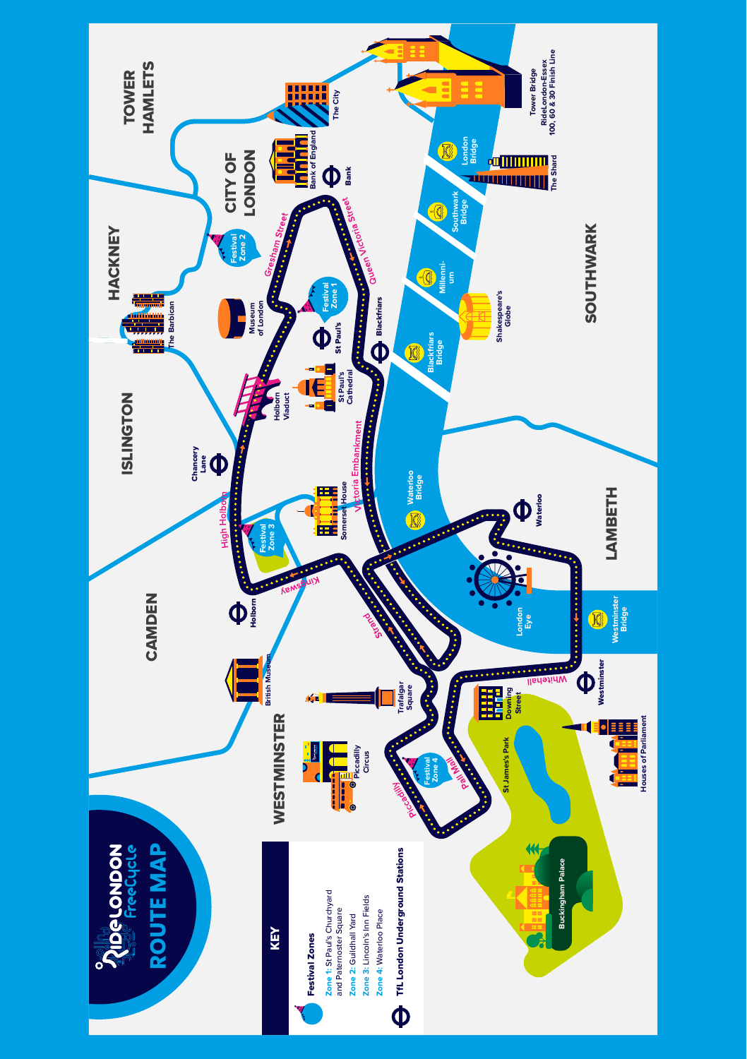# RideLondon FreeCycle

## ROUTE MAP

### KEY

**Festival Zones**

- **Zone 1:** St Paul's Churchyard and Paternoster Square
- **Zone 2:** Guildhall Yard
- **Zone 3:** Lincoln's Inn Fields
- **Zone 4:** Waterloo Place

**TfL London Underground Stations**

TOWER HAMLETS

HACKNEY

CITY OF LONDON

ISLINGTON

CAMDEN

WESTMINSTER

SOUTHWARK

LAMBETH

The City

Bank of England

Bank

Tower Bridge
RideLondon-Essex
100, 60 & 30 Finish Line

London Bridge

The Shard

Southwark Bridge

Millennium

Shakespeare's Globe

Blackfriars Bridge

Blackfriars

Gresham Street

Queen Victoria Street

Festival Zone 1

Festival Zone 2

Festival Zone 3

Festival Zone 4

St Paul's

St Paul's Cathedral

Museum of London

The Barbican

Holborn Viaduct

Chancery Lane

High Holborn

Somerset House

Victoria Embankment

Waterloo Bridge

Waterloo

Kingsway

Holborn

British Museum

Strand

London Eye

Westminster Bridge

Whitehall

Westminster

Trafalgar Square

Downing Street

Houses of Parliament

Piccadilly Circus

Pall Mall

Piccadilly

St James's Park

Buckingham Palace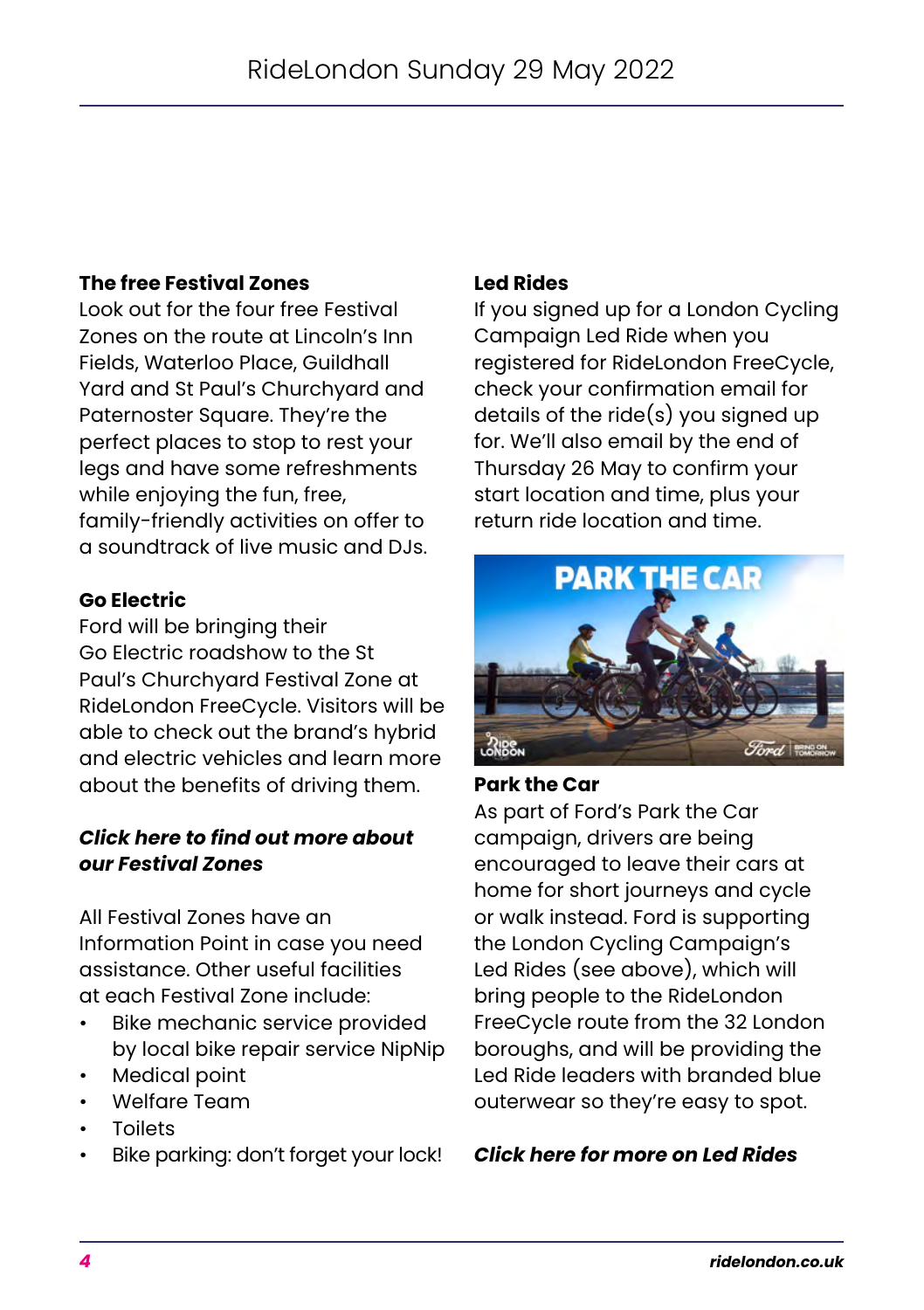### The free Festival Zones

Look out for the four free Festival Zones on the route at Lincoln's Inn Fields, Waterloo Place, Guildhall Yard and St Paul's Churchyard and Paternoster Square. They're the perfect places to stop to rest your legs and have some refreshments while enjoying the fun, free, family-friendly activities on offer to a soundtrack of live music and DJs.

### Go Electric

Ford will be bringing their Go Electric roadshow to the St Paul's Churchyard Festival Zone at RideLondon FreeCycle. Visitors will be able to check out the brand's hybrid and electric vehicles and learn more about the benefits of driving them.

***Click here to find out more about our Festival Zones***

All Festival Zones have an Information Point in case you need assistance. Other useful facilities at each Festival Zone include:

- Bike mechanic service provided by local bike repair service NipNip
- Medical point
- Welfare Team
- Toilets
- Bike parking: don't forget your lock!

### Led Rides

If you signed up for a London Cycling Campaign Led Ride when you registered for RideLondon FreeCycle, check your confirmation email for details of the ride(s) you signed up for. We'll also email by the end of Thursday 26 May to confirm your start location and time, plus your return ride location and time.

### Park the Car

As part of Ford's Park the Car campaign, drivers are being encouraged to leave their cars at home for short journeys and cycle or walk instead. Ford is supporting the London Cycling Campaign's Led Rides (see above), which will bring people to the RideLondon FreeCycle route from the 32 London boroughs, and will be providing the Led Ride leaders with branded blue outerwear so they're easy to spot.

***Click here for more on Led Rides***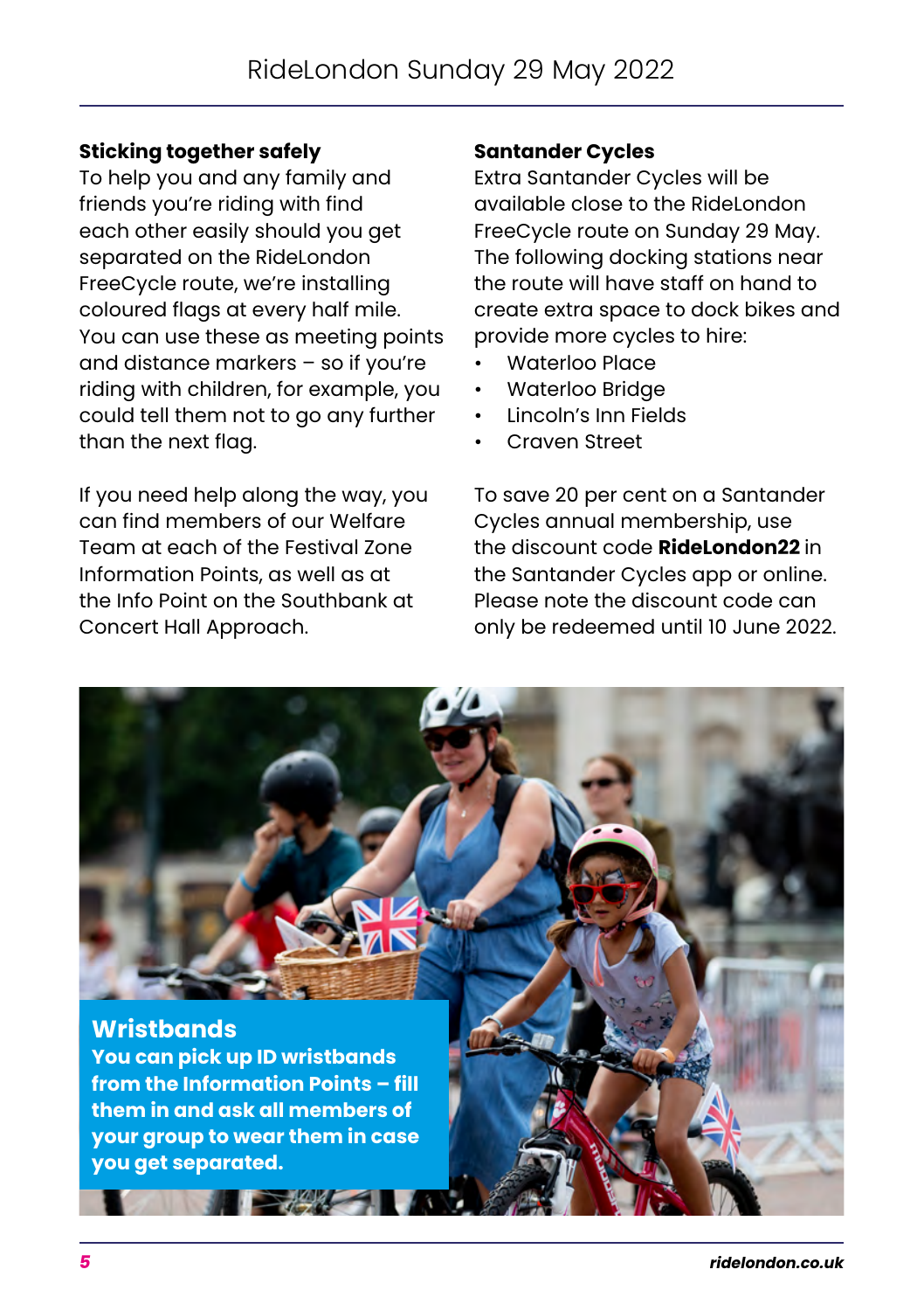# RideLondon Sunday 29 May 2022

**Sticking together safely**

To help you and any family and friends you're riding with find each other easily should you get separated on the RideLondon FreeCycle route, we're installing coloured flags at every half mile. You can use these as meeting points and distance markers – so if you're riding with children, for example, you could tell them not to go any further than the next flag.

If you need help along the way, you can find members of our Welfare Team at each of the Festival Zone Information Points, as well as at the Info Point on the Southbank at Concert Hall Approach.

**Santander Cycles**

Extra Santander Cycles will be available close to the RideLondon FreeCycle route on Sunday 29 May. The following docking stations near the route will have staff on hand to create extra space to dock bikes and provide more cycles to hire:

- Waterloo Place
- Waterloo Bridge
- Lincoln's Inn Fields
- Craven Street

To save 20 per cent on a Santander Cycles annual membership, use the discount code **RideLondon22** in the Santander Cycles app or online. Please note the discount code can only be redeemed until 10 June 2022.

## Wristbands

**You can pick up ID wristbands from the Information Points – fill them in and ask all members of your group to wear them in case you get separated.**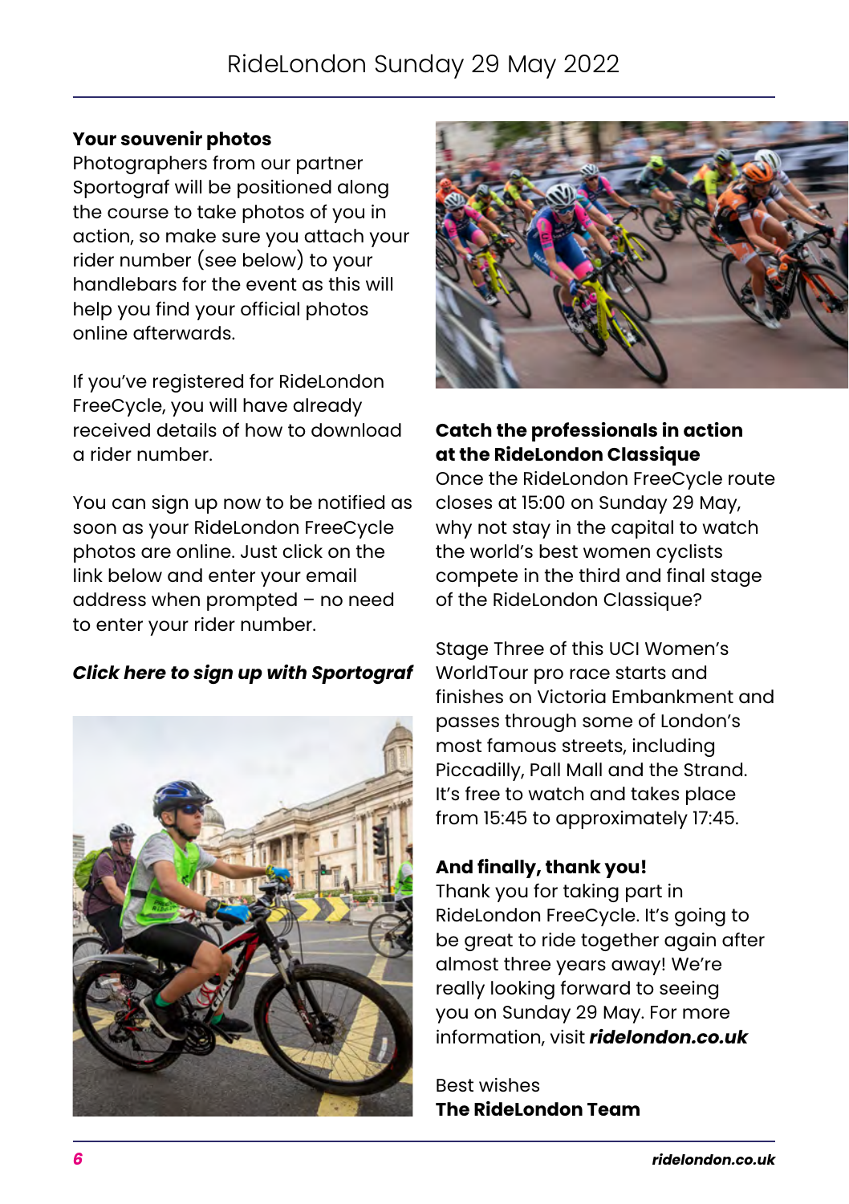### Your souvenir photos

Photographers from our partner Sportograf will be positioned along the course to take photos of you in action, so make sure you attach your rider number (see below) to your handlebars for the event as this will help you find your official photos online afterwards.

If you've registered for RideLondon FreeCycle, you will have already received details of how to download a rider number.

You can sign up now to be notified as soon as your RideLondon FreeCycle photos are online. Just click on the link below and enter your email address when prompted – no need to enter your rider number.

***Click here to sign up with Sportograf***

### Catch the professionals in action at the RideLondon Classique

Once the RideLondon FreeCycle route closes at 15:00 on Sunday 29 May, why not stay in the capital to watch the world's best women cyclists compete in the third and final stage of the RideLondon Classique?

Stage Three of this UCI Women's WorldTour pro race starts and finishes on Victoria Embankment and passes through some of London's most famous streets, including Piccadilly, Pall Mall and the Strand. It's free to watch and takes place from 15:45 to approximately 17:45.

### And finally, thank you!

Thank you for taking part in RideLondon FreeCycle. It's going to be great to ride together again after almost three years away! We're really looking forward to seeing you on Sunday 29 May. For more information, visit ***ridelondon.co.uk***

Best wishes
**The RideLondon Team**